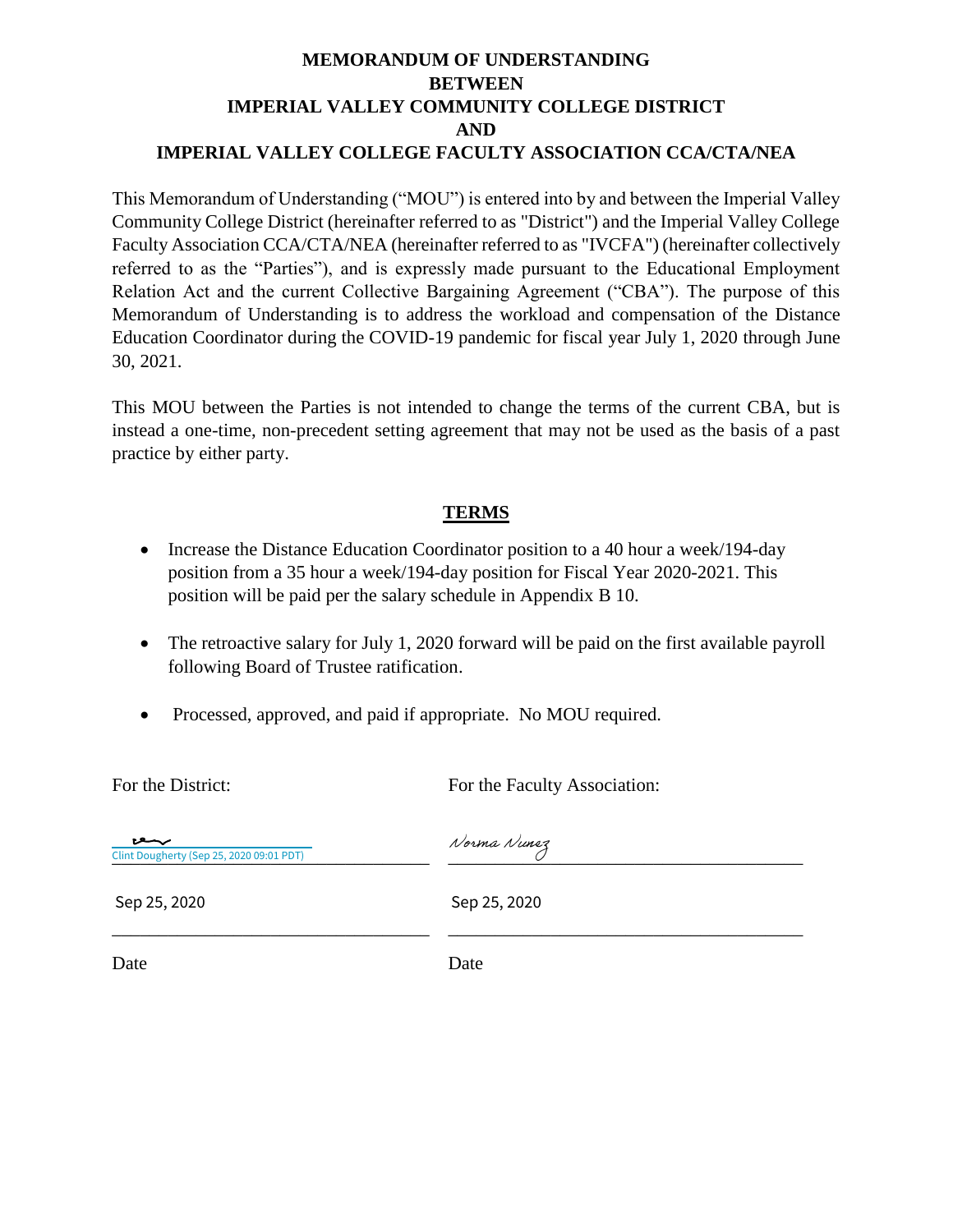**MEMORANDUM OF UNDERSTANDING**
**BETWEEN**
**IMPERIAL VALLEY COMMUNITY COLLEGE DISTRICT**
**AND**
**IMPERIAL VALLEY COLLEGE FACULTY ASSOCIATION CCA/CTA/NEA**

This Memorandum of Understanding ("MOU") is entered into by and between the Imperial Valley Community College District (hereinafter referred to as "District") and the Imperial Valley College Faculty Association CCA/CTA/NEA (hereinafter referred to as "IVCFA") (hereinafter collectively referred to as the "Parties"), and is expressly made pursuant to the Educational Employment Relation Act and the current Collective Bargaining Agreement ("CBA"). The purpose of this Memorandum of Understanding is to address the workload and compensation of the Distance Education Coordinator during the COVID-19 pandemic for fiscal year July 1, 2020 through June 30, 2021.

This MOU between the Parties is not intended to change the terms of the current CBA, but is instead a one-time, non-precedent setting agreement that may not be used as the basis of a past practice by either party.

## TERMS

- Increase the Distance Education Coordinator position to a 40 hour a week/194-day position from a 35 hour a week/194-day position for Fiscal Year 2020-2021. This position will be paid per the salary schedule in Appendix B 10.
- The retroactive salary for July 1, 2020 forward will be paid on the first available payroll following Board of Trustee ratification.
- Processed, approved, and paid if appropriate. No MOU required.

| For the District: | For the Faculty Association: |
|---|---|
| Clint Dougherty (Sep 25, 2020 09:01 PDT) | Norma Nunez |
| Sep 25, 2020 | Sep 25, 2020 |
| Date | Date |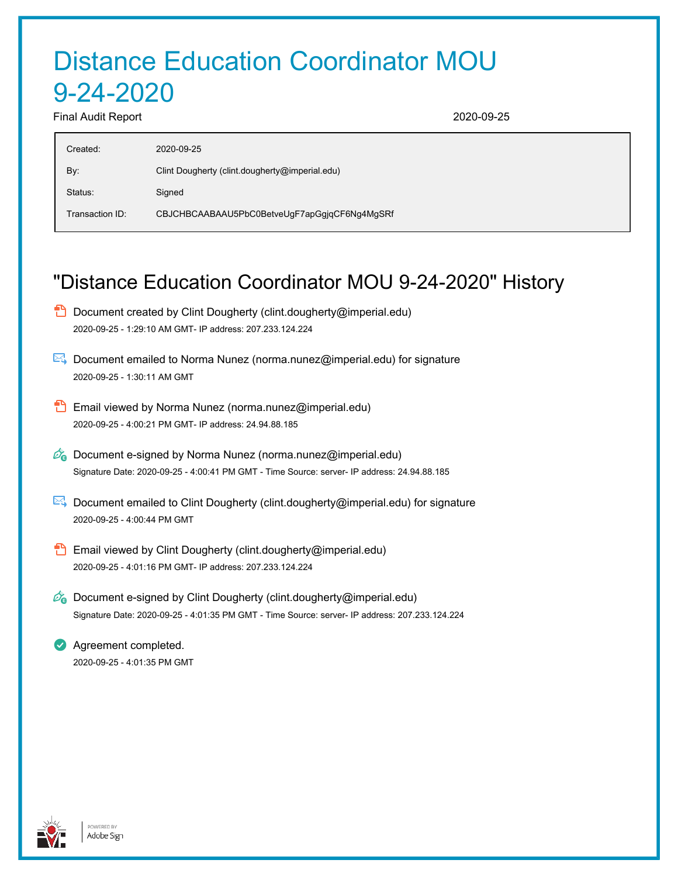# Distance Education Coordinator MOU 9-24-2020

Final Audit Report 2020-09-25

| | |
|---|---|
| Created: | 2020-09-25 |
| By: | Clint Dougherty (clint.dougherty@imperial.edu) |
| Status: | Signed |
| Transaction ID: | CBJCHBCAABAAU5PbC0BetveUgF7apGgjqCF6Ng4MgSRf |

## "Distance Education Coordinator MOU 9-24-2020" History

- Document created by Clint Dougherty (clint.dougherty@imperial.edu)
  2020-09-25 - 1:29:10 AM GMT- IP address: 207.233.124.224

- Document emailed to Norma Nunez (norma.nunez@imperial.edu) for signature
  2020-09-25 - 1:30:11 AM GMT

- Email viewed by Norma Nunez (norma.nunez@imperial.edu)
  2020-09-25 - 4:00:21 PM GMT- IP address: 24.94.88.185

- Document e-signed by Norma Nunez (norma.nunez@imperial.edu)
  Signature Date: 2020-09-25 - 4:00:41 PM GMT - Time Source: server- IP address: 24.94.88.185

- Document emailed to Clint Dougherty (clint.dougherty@imperial.edu) for signature
  2020-09-25 - 4:00:44 PM GMT

- Email viewed by Clint Dougherty (clint.dougherty@imperial.edu)
  2020-09-25 - 4:01:16 PM GMT- IP address: 207.233.124.224

- Document e-signed by Clint Dougherty (clint.dougherty@imperial.edu)
  Signature Date: 2020-09-25 - 4:01:35 PM GMT - Time Source: server- IP address: 207.233.124.224

- Agreement completed.
  2020-09-25 - 4:01:35 PM GMT

POWERED BY Adobe Sign